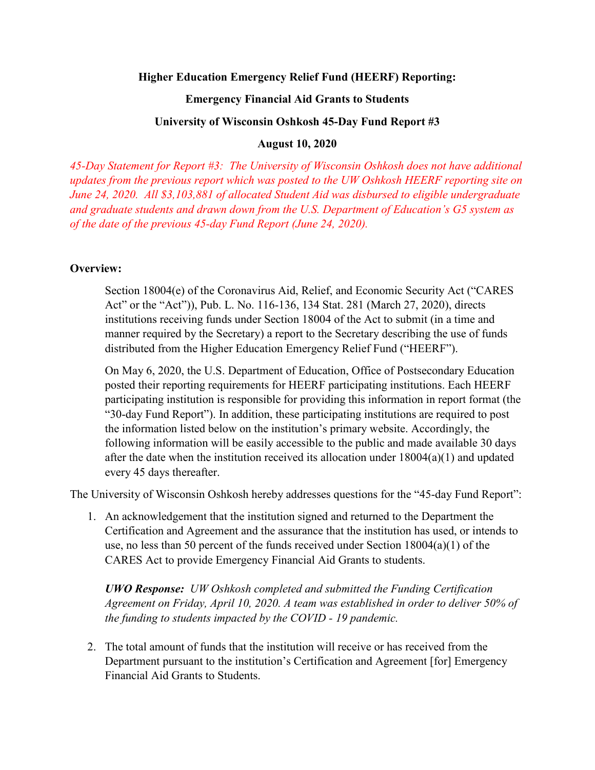**Higher Education Emergency Relief Fund (HEERF) Reporting:**

**Emergency Financial Aid Grants to Students**

**University of Wisconsin Oshkosh 45-Day Fund Report #3**

**August 10, 2020**

*45-Day Statement for Report #3: The University of Wisconsin Oshkosh does not have additional updates from the previous report which was posted to the UW Oshkosh HEERF reporting site on June 24, 2020. All $3,103,881 of allocated Student Aid was disbursed to eligible undergraduate and graduate students and drawn down from the U.S. Department of Education's G5 system as of the date of the previous 45-day Fund Report (June 24, 2020).*

**Overview:**

Section 18004(e) of the Coronavirus Aid, Relief, and Economic Security Act ("CARES Act" or the "Act")), Pub. L. No. 116-136, 134 Stat. 281 (March 27, 2020), directs institutions receiving funds under Section 18004 of the Act to submit (in a time and manner required by the Secretary) a report to the Secretary describing the use of funds distributed from the Higher Education Emergency Relief Fund ("HEERF").

On May 6, 2020, the U.S. Department of Education, Office of Postsecondary Education posted their reporting requirements for HEERF participating institutions. Each HEERF participating institution is responsible for providing this information in report format (the "30-day Fund Report"). In addition, these participating institutions are required to post the information listed below on the institution's primary website. Accordingly, the following information will be easily accessible to the public and made available 30 days after the date when the institution received its allocation under 18004(a)(1) and updated every 45 days thereafter.

The University of Wisconsin Oshkosh hereby addresses questions for the "45-day Fund Report":

1. An acknowledgement that the institution signed and returned to the Department the Certification and Agreement and the assurance that the institution has used, or intends to use, no less than 50 percent of the funds received under Section 18004(a)(1) of the CARES Act to provide Emergency Financial Aid Grants to students.

   ***UWO Response:*** *UW Oshkosh completed and submitted the Funding Certification Agreement on Friday, April 10, 2020. A team was established in order to deliver 50% of the funding to students impacted by the COVID - 19 pandemic.*

2. The total amount of funds that the institution will receive or has received from the Department pursuant to the institution's Certification and Agreement [for] Emergency Financial Aid Grants to Students.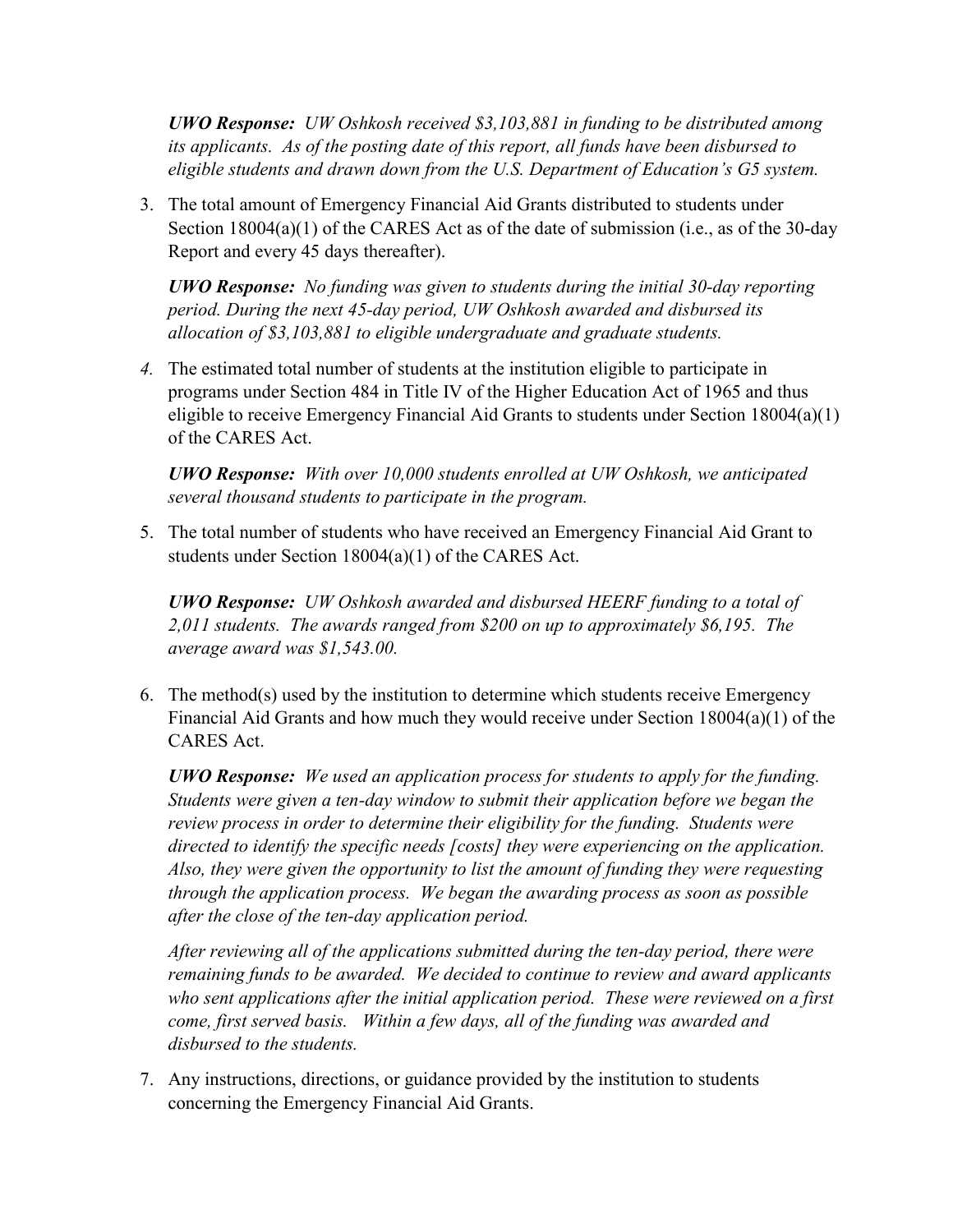***UWO Response:*** *UW Oshkosh received $3,103,881 in funding to be distributed among its applicants. As of the posting date of this report, all funds have been disbursed to eligible students and drawn down from the U.S. Department of Education's G5 system.*

3. The total amount of Emergency Financial Aid Grants distributed to students under Section 18004(a)(1) of the CARES Act as of the date of submission (i.e., as of the 30-day Report and every 45 days thereafter).

   ***UWO Response:*** *No funding was given to students during the initial 30-day reporting period. During the next 45-day period, UW Oshkosh awarded and disbursed its allocation of $3,103,881 to eligible undergraduate and graduate students.*

4. The estimated total number of students at the institution eligible to participate in programs under Section 484 in Title IV of the Higher Education Act of 1965 and thus eligible to receive Emergency Financial Aid Grants to students under Section 18004(a)(1) of the CARES Act.

   ***UWO Response:*** *With over 10,000 students enrolled at UW Oshkosh, we anticipated several thousand students to participate in the program.*

5. The total number of students who have received an Emergency Financial Aid Grant to students under Section 18004(a)(1) of the CARES Act.

   ***UWO Response:*** *UW Oshkosh awarded and disbursed HEERF funding to a total of 2,011 students. The awards ranged from $200 on up to approximately $6,195. The average award was $1,543.00.*

6. The method(s) used by the institution to determine which students receive Emergency Financial Aid Grants and how much they would receive under Section 18004(a)(1) of the CARES Act.

   ***UWO Response:*** *We used an application process for students to apply for the funding. Students were given a ten-day window to submit their application before we began the review process in order to determine their eligibility for the funding. Students were directed to identify the specific needs [costs] they were experiencing on the application. Also, they were given the opportunity to list the amount of funding they were requesting through the application process. We began the awarding process as soon as possible after the close of the ten-day application period.*

   *After reviewing all of the applications submitted during the ten-day period, there were remaining funds to be awarded. We decided to continue to review and award applicants who sent applications after the initial application period. These were reviewed on a first come, first served basis. Within a few days, all of the funding was awarded and disbursed to the students.*

7. Any instructions, directions, or guidance provided by the institution to students concerning the Emergency Financial Aid Grants.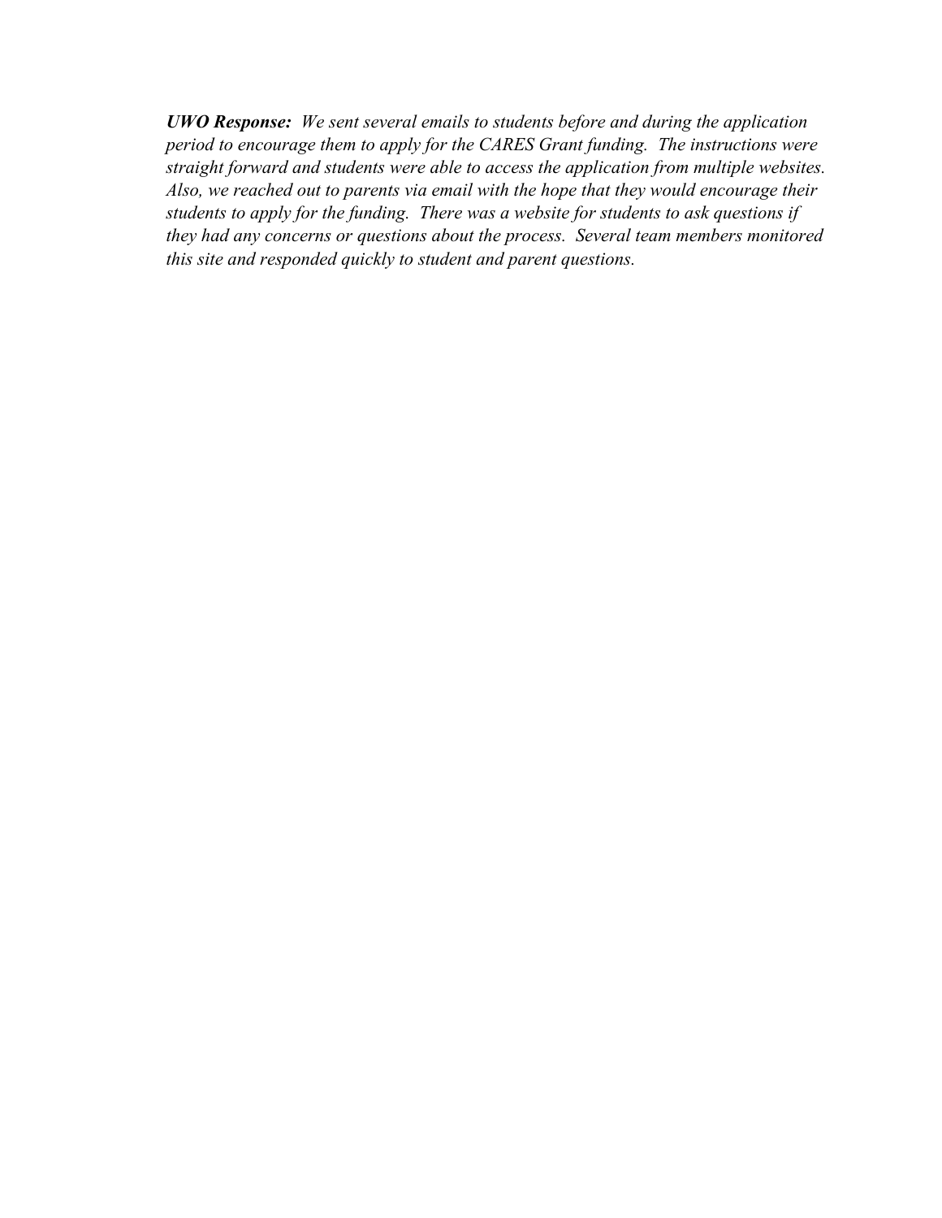***UWO Response:*** *We sent several emails to students before and during the application period to encourage them to apply for the CARES Grant funding. The instructions were straight forward and students were able to access the application from multiple websites. Also, we reached out to parents via email with the hope that they would encourage their students to apply for the funding. There was a website for students to ask questions if they had any concerns or questions about the process. Several team members monitored this site and responded quickly to student and parent questions.*